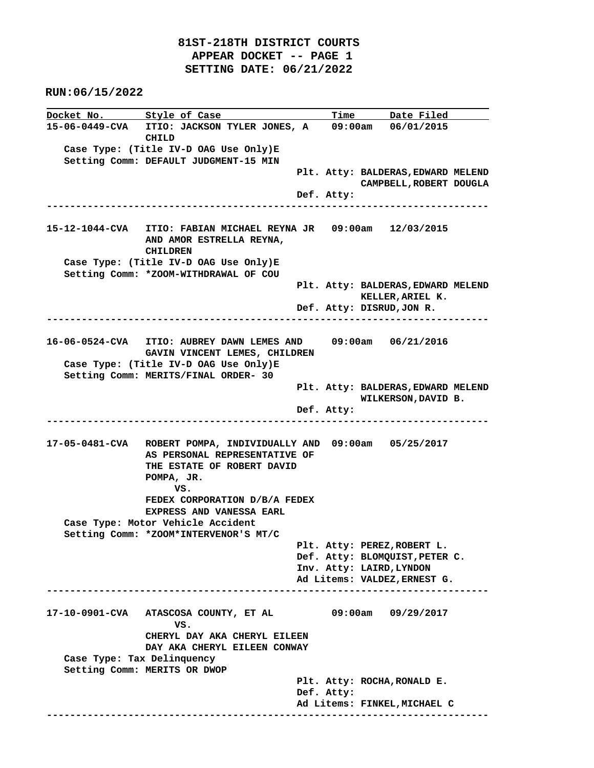# 81ST-218TH DISTRICT COURTS
## APPEAR DOCKET -- PAGE 1
## SETTING DATE: 06/21/2022

**RUN:06/15/2022**

| Docket No. | Style of Case | Time | Date Filed |
|---|---|---|---|

---

**15-06-0449-CVA** ITIO: JACKSON TYLER JONES, A CHILD — 09:00am — 06/01/2015

Case Type: (Title IV-D OAG Use Only)E
Setting Comm: DEFAULT JUDGMENT-15 MIN

Plt. Atty: BALDERAS,EDWARD MELEND
CAMPBELL,ROBERT DOUGLA
Def. Atty:

---

**15-12-1044-CVA** ITIO: FABIAN MICHAEL REYNA JR AND AMOR ESTRELLA REYNA, CHILDREN — 09:00am — 12/03/2015

Case Type: (Title IV-D OAG Use Only)E
Setting Comm: *ZOOM-WITHDRAWAL OF COU

Plt. Atty: BALDERAS,EDWARD MELEND
KELLER,ARIEL K.
Def. Atty: DISRUD,JON R.

---

**16-06-0524-CVA** ITIO: AUBREY DAWN LEMES AND GAVIN VINCENT LEMES, CHILDREN — 09:00am — 06/21/2016

Case Type: (Title IV-D OAG Use Only)E
Setting Comm: MERITS/FINAL ORDER- 30

Plt. Atty: BALDERAS,EDWARD MELEND
WILKERSON,DAVID B.
Def. Atty:

---

**17-05-0481-CVA** ROBERT POMPA, INDIVIDUALLY AND AS PERSONAL REPRESENTATIVE OF THE ESTATE OF ROBERT DAVID POMPA, JR.
VS.
FEDEX CORPORATION D/B/A FEDEX EXPRESS AND VANESSA EARL — 09:00am — 05/25/2017

Case Type: Motor Vehicle Accident
Setting Comm: *ZOOM*INTERVENOR'S MT/C

Plt. Atty: PEREZ,ROBERT L.
Def. Atty: BLOMQUIST,PETER C.
Inv. Atty: LAIRD,LYNDON
Ad Litems: VALDEZ,ERNEST G.

---

**17-10-0901-CVA** ATASCOSA COUNTY, ET AL
VS.
CHERYL DAY AKA CHERYL EILEEN DAY AKA CHERYL EILEEN CONWAY — 09:00am — 09/29/2017

Case Type: Tax Delinquency
Setting Comm: MERITS OR DWOP

Plt. Atty: ROCHA,RONALD E.
Def. Atty:
Ad Litems: FINKEL,MICHAEL C

---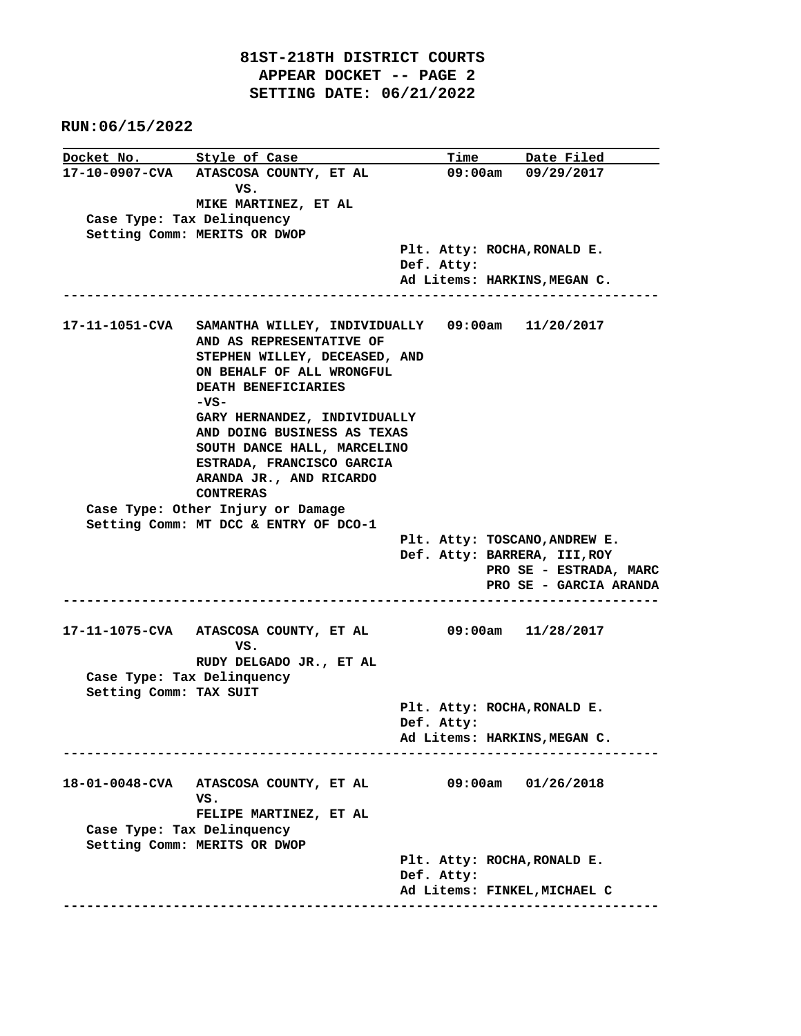**81ST-218TH DISTRICT COURTS**
**APPEAR DOCKET -- PAGE 2**
**SETTING DATE: 06/21/2022**

**RUN:06/15/2022**

| Docket No. | Style of Case | Time | Date Filed |
|---|---|---|---|
| 17-10-0907-CVA | ATASCOSA COUNTY, ET AL VS. MIKE MARTINEZ, ET AL | 09:00am | 09/29/2017 |

Case Type: Tax Delinquency
Setting Comm: MERITS OR DWOP

Plt. Atty: ROCHA,RONALD E.
Def. Atty:
Ad Litems: HARKINS,MEGAN C.

---

| Docket No. | Style of Case | Time | Date Filed |
|---|---|---|---|
| 17-11-1051-CVA | SAMANTHA WILLEY, INDIVIDUALLY AND AS REPRESENTATIVE OF STEPHEN WILLEY, DECEASED, AND ON BEHALF OF ALL WRONGFUL DEATH BENEFICIARIES -VS- GARY HERNANDEZ, INDIVIDUALLY AND DOING BUSINESS AS TEXAS SOUTH DANCE HALL, MARCELINO ESTRADA, FRANCISCO GARCIA ARANDA JR., AND RICARDO CONTRERAS | 09:00am | 11/20/2017 |

Case Type: Other Injury or Damage
Setting Comm: MT DCC & ENTRY OF DCO-1

Plt. Atty: TOSCANO,ANDREW E.
Def. Atty: BARRERA, III,ROY
PRO SE - ESTRADA, MARC
PRO SE - GARCIA ARANDA

---

| Docket No. | Style of Case | Time | Date Filed |
|---|---|---|---|
| 17-11-1075-CVA | ATASCOSA COUNTY, ET AL VS. RUDY DELGADO JR., ET AL | 09:00am | 11/28/2017 |

Case Type: Tax Delinquency
Setting Comm: TAX SUIT

Plt. Atty: ROCHA,RONALD E.
Def. Atty:
Ad Litems: HARKINS,MEGAN C.

---

| Docket No. | Style of Case | Time | Date Filed |
|---|---|---|---|
| 18-01-0048-CVA | ATASCOSA COUNTY, ET AL VS. FELIPE MARTINEZ, ET AL | 09:00am | 01/26/2018 |

Case Type: Tax Delinquency
Setting Comm: MERITS OR DWOP

Plt. Atty: ROCHA,RONALD E.
Def. Atty:
Ad Litems: FINKEL,MICHAEL C

---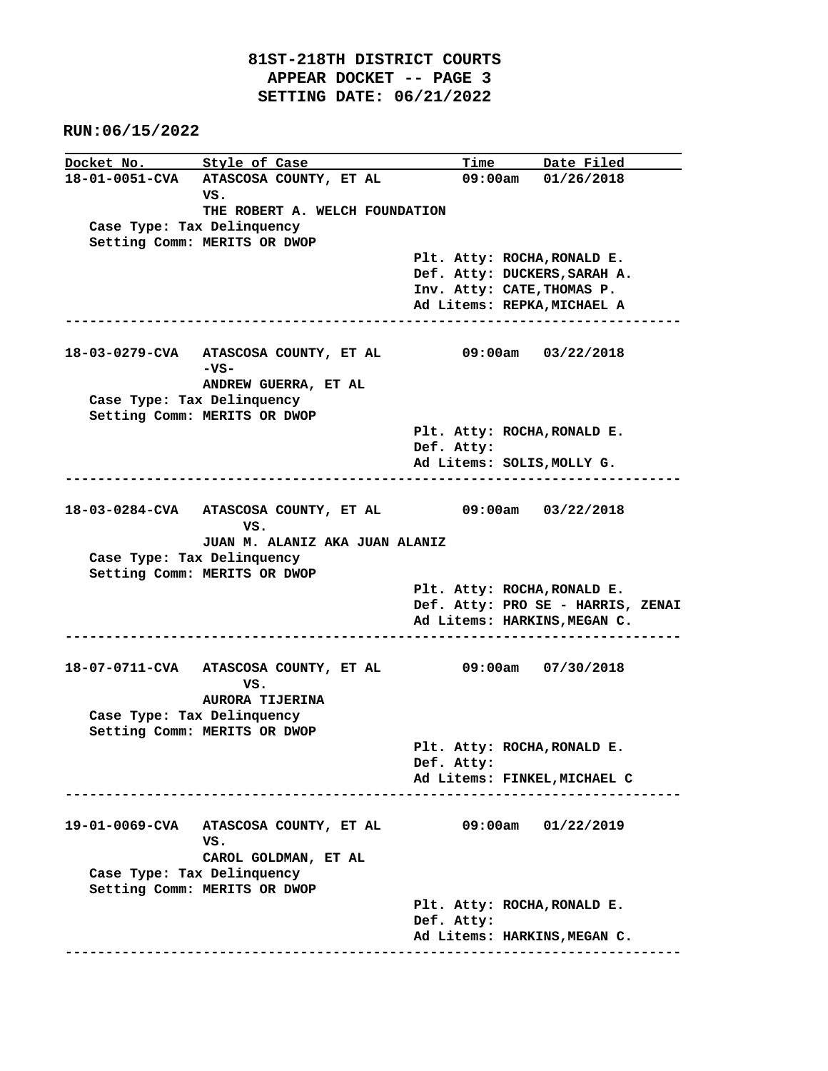**81ST-218TH DISTRICT COURTS**
**APPEAR DOCKET -- PAGE 3**
**SETTING DATE: 06/21/2022**

**RUN:06/15/2022**

| Docket No. | Style of Case | Time | Date Filed |
|---|---|---|---|
| 18-01-0051-CVA | ATASCOSA COUNTY, ET AL VS. THE ROBERT A. WELCH FOUNDATION | 09:00am | 01/26/2018 |

Case Type: Tax Delinquency
Setting Comm: MERITS OR DWOP

Plt. Atty: ROCHA,RONALD E.
Def. Atty: DUCKERS,SARAH A.
Inv. Atty: CATE,THOMAS P.
Ad Litems: REPKA,MICHAEL A

---

| Docket No. | Style of Case | Time | Date Filed |
|---|---|---|---|
| 18-03-0279-CVA | ATASCOSA COUNTY, ET AL -VS- ANDREW GUERRA, ET AL | 09:00am | 03/22/2018 |

Case Type: Tax Delinquency
Setting Comm: MERITS OR DWOP

Plt. Atty: ROCHA,RONALD E.
Def. Atty:
Ad Litems: SOLIS,MOLLY G.

---

| Docket No. | Style of Case | Time | Date Filed |
|---|---|---|---|
| 18-03-0284-CVA | ATASCOSA COUNTY, ET AL VS. JUAN M. ALANIZ AKA JUAN ALANIZ | 09:00am | 03/22/2018 |

Case Type: Tax Delinquency
Setting Comm: MERITS OR DWOP

Plt. Atty: ROCHA,RONALD E.
Def. Atty: PRO SE - HARRIS, ZENAI
Ad Litems: HARKINS,MEGAN C.

---

| Docket No. | Style of Case | Time | Date Filed |
|---|---|---|---|
| 18-07-0711-CVA | ATASCOSA COUNTY, ET AL VS. AURORA TIJERINA | 09:00am | 07/30/2018 |

Case Type: Tax Delinquency
Setting Comm: MERITS OR DWOP

Plt. Atty: ROCHA,RONALD E.
Def. Atty:
Ad Litems: FINKEL,MICHAEL C

---

| Docket No. | Style of Case | Time | Date Filed |
|---|---|---|---|
| 19-01-0069-CVA | ATASCOSA COUNTY, ET AL VS. CAROL GOLDMAN, ET AL | 09:00am | 01/22/2019 |

Case Type: Tax Delinquency
Setting Comm: MERITS OR DWOP

Plt. Atty: ROCHA,RONALD E.
Def. Atty:
Ad Litems: HARKINS,MEGAN C.

---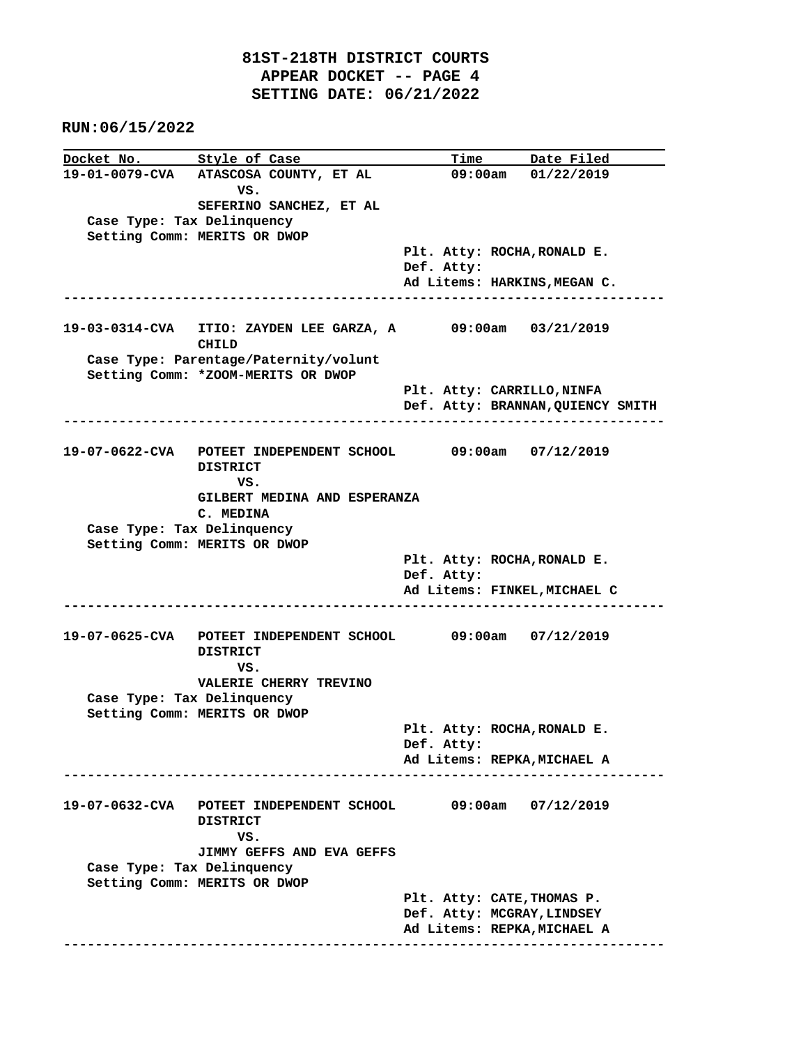**81ST-218TH DISTRICT COURTS**
**APPEAR DOCKET -- PAGE 4**
**SETTING DATE: 06/21/2022**

**RUN:06/15/2022**

| Docket No. | Style of Case | Time | Date Filed |
|---|---|---|---|

**19-01-0079-CVA** ATASCOSA COUNTY, ET AL VS. SEFERINO SANCHEZ, ET AL — 09:00am — 01/22/2019

Case Type: Tax Delinquency
Setting Comm: MERITS OR DWOP

Plt. Atty: ROCHA,RONALD E.
Def. Atty:
Ad Litems: HARKINS,MEGAN C.

---

**19-03-0314-CVA** ITIO: ZAYDEN LEE GARZA, A CHILD — 09:00am — 03/21/2019

Case Type: Parentage/Paternity/volunt
Setting Comm: *ZOOM-MERITS OR DWOP

Plt. Atty: CARRILLO,NINFA
Def. Atty: BRANNAN,QUIENCY SMITH

---

**19-07-0622-CVA** POTEET INDEPENDENT SCHOOL DISTRICT VS. GILBERT MEDINA AND ESPERANZA C. MEDINA — 09:00am — 07/12/2019

Case Type: Tax Delinquency
Setting Comm: MERITS OR DWOP

Plt. Atty: ROCHA,RONALD E.
Def. Atty:
Ad Litems: FINKEL,MICHAEL C

---

**19-07-0625-CVA** POTEET INDEPENDENT SCHOOL DISTRICT VS. VALERIE CHERRY TREVINO — 09:00am — 07/12/2019

Case Type: Tax Delinquency
Setting Comm: MERITS OR DWOP

Plt. Atty: ROCHA,RONALD E.
Def. Atty:
Ad Litems: REPKA,MICHAEL A

---

**19-07-0632-CVA** POTEET INDEPENDENT SCHOOL DISTRICT VS. JIMMY GEFFS AND EVA GEFFS — 09:00am — 07/12/2019

Case Type: Tax Delinquency
Setting Comm: MERITS OR DWOP

Plt. Atty: CATE,THOMAS P.
Def. Atty: MCGRAY,LINDSEY
Ad Litems: REPKA,MICHAEL A

---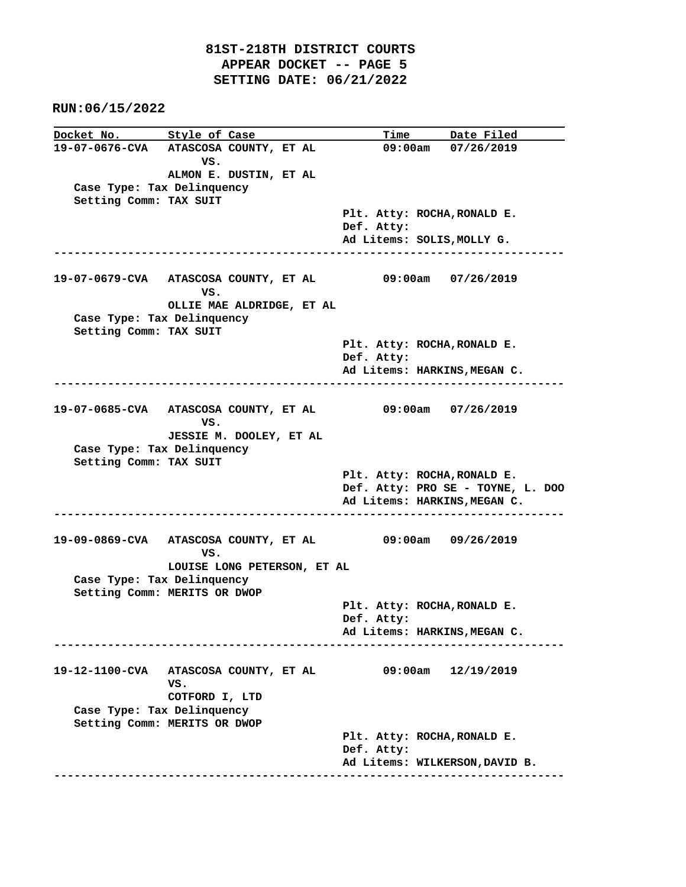# 81ST-218TH DISTRICT COURTS
## APPEAR DOCKET -- PAGE 5
## SETTING DATE: 06/21/2022

**RUN:06/15/2022**

| Docket No. | Style of Case | Time | Date Filed |
|---|---|---|---|

**19-07-0676-CVA** ATASCOSA COUNTY, ET AL VS. ALMON E. DUSTIN, ET AL — 09:00am — 07/26/2019

Case Type: Tax Delinquency
Setting Comm: TAX SUIT

Plt. Atty: ROCHA,RONALD E.
Def. Atty:
Ad Litems: SOLIS,MOLLY G.

---

**19-07-0679-CVA** ATASCOSA COUNTY, ET AL VS. OLLIE MAE ALDRIDGE, ET AL — 09:00am — 07/26/2019

Case Type: Tax Delinquency
Setting Comm: TAX SUIT

Plt. Atty: ROCHA,RONALD E.
Def. Atty:
Ad Litems: HARKINS,MEGAN C.

---

**19-07-0685-CVA** ATASCOSA COUNTY, ET AL VS. JESSIE M. DOOLEY, ET AL — 09:00am — 07/26/2019

Case Type: Tax Delinquency
Setting Comm: TAX SUIT

Plt. Atty: ROCHA,RONALD E.
Def. Atty: PRO SE - TOYNE, L. DOO
Ad Litems: HARKINS,MEGAN C.

---

**19-09-0869-CVA** ATASCOSA COUNTY, ET AL VS. LOUISE LONG PETERSON, ET AL — 09:00am — 09/26/2019

Case Type: Tax Delinquency
Setting Comm: MERITS OR DWOP

Plt. Atty: ROCHA,RONALD E.
Def. Atty:
Ad Litems: HARKINS,MEGAN C.

---

**19-12-1100-CVA** ATASCOSA COUNTY, ET AL VS. COTFORD I, LTD — 09:00am — 12/19/2019

Case Type: Tax Delinquency
Setting Comm: MERITS OR DWOP

Plt. Atty: ROCHA,RONALD E.
Def. Atty:
Ad Litems: WILKERSON,DAVID B.

---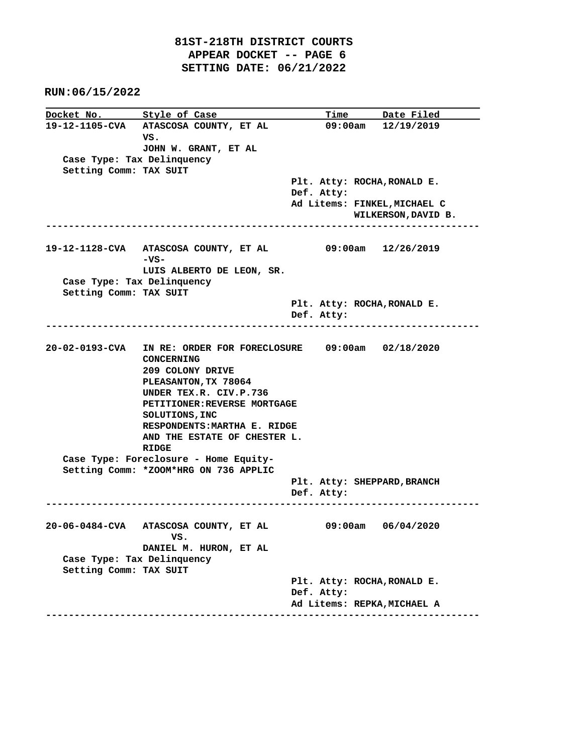# 81ST-218TH DISTRICT COURTS
## APPEAR DOCKET -- PAGE 6
## SETTING DATE: 06/21/2022

**RUN:06/15/2022**

| Docket No. | Style of Case | Time | Date Filed |
|---|---|---|---|
| 19-12-1105-CVA | ATASCOSA COUNTY, ET AL VS. JOHN W. GRANT, ET AL | 09:00am | 12/19/2019 |

Case Type: Tax Delinquency
Setting Comm: TAX SUIT

Plt. Atty: ROCHA,RONALD E.
Def. Atty:
Ad Litems: FINKEL,MICHAEL C
WILKERSON,DAVID B.

---

| Docket No. | Style of Case | Time | Date Filed |
|---|---|---|---|
| 19-12-1128-CVA | ATASCOSA COUNTY, ET AL -VS- LUIS ALBERTO DE LEON, SR. | 09:00am | 12/26/2019 |

Case Type: Tax Delinquency
Setting Comm: TAX SUIT

Plt. Atty: ROCHA,RONALD E.
Def. Atty:

---

| Docket No. | Style of Case | Time | Date Filed |
|---|---|---|---|
| 20-02-0193-CVA | IN RE: ORDER FOR FORECLOSURE CONCERNING 209 COLONY DRIVE PLEASANTON,TX 78064 UNDER TEX.R. CIV.P.736 PETITIONER:REVERSE MORTGAGE SOLUTIONS,INC RESPONDENTS:MARTHA E. RIDGE AND THE ESTATE OF CHESTER L. RIDGE | 09:00am | 02/18/2020 |

Case Type: Foreclosure - Home Equity-
Setting Comm: *ZOOM*HRG ON 736 APPLIC

Plt. Atty: SHEPPARD,BRANCH
Def. Atty:

---

| Docket No. | Style of Case | Time | Date Filed |
|---|---|---|---|
| 20-06-0484-CVA | ATASCOSA COUNTY, ET AL VS. DANIEL M. HURON, ET AL | 09:00am | 06/04/2020 |

Case Type: Tax Delinquency
Setting Comm: TAX SUIT

Plt. Atty: ROCHA,RONALD E.
Def. Atty:
Ad Litems: REPKA,MICHAEL A

---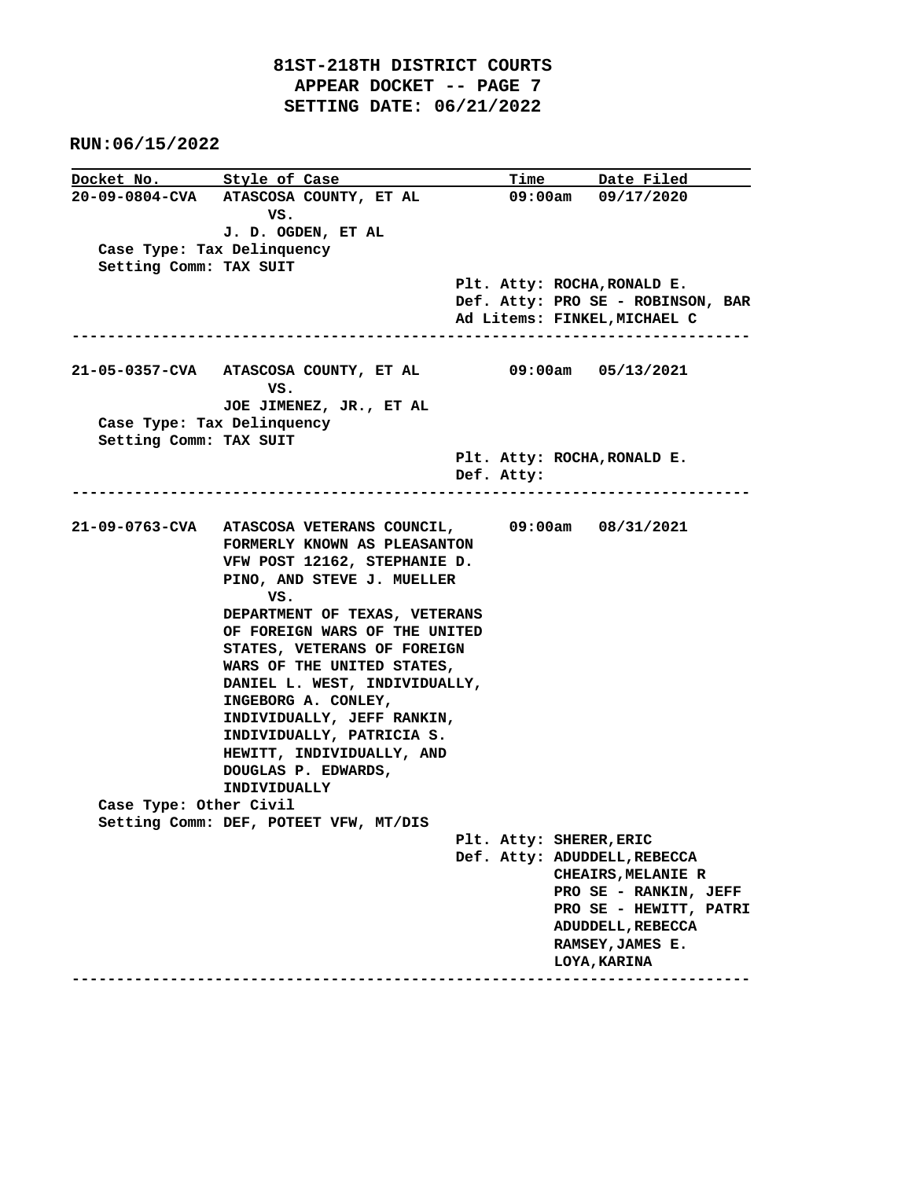**81ST-218TH DISTRICT COURTS**
**APPEAR DOCKET -- PAGE 7**
**SETTING DATE: 06/21/2022**

**RUN:06/15/2022**

| Docket No. | Style of Case | Time | Date Filed |
|---|---|---|---|
| 20-09-0804-CVA | ATASCOSA COUNTY, ET AL VS. J. D. OGDEN, ET AL | 09:00am | 09/17/2020 |

Case Type: Tax Delinquency
Setting Comm: TAX SUIT

Plt. Atty: ROCHA,RONALD E.
Def. Atty: PRO SE - ROBINSON, BAR
Ad Litems: FINKEL,MICHAEL C

---

| Docket No. | Style of Case | Time | Date Filed |
|---|---|---|---|
| 21-05-0357-CVA | ATASCOSA COUNTY, ET AL VS. JOE JIMENEZ, JR., ET AL | 09:00am | 05/13/2021 |

Case Type: Tax Delinquency
Setting Comm: TAX SUIT

Plt. Atty: ROCHA,RONALD E.
Def. Atty:

---

| Docket No. | Style of Case | Time | Date Filed |
|---|---|---|---|
| 21-09-0763-CVA | ATASCOSA VETERANS COUNCIL, FORMERLY KNOWN AS PLEASANTON VFW POST 12162, STEPHANIE D. PINO, AND STEVE J. MUELLER VS. DEPARTMENT OF TEXAS, VETERANS OF FOREIGN WARS OF THE UNITED STATES, VETERANS OF FOREIGN WARS OF THE UNITED STATES, DANIEL L. WEST, INDIVIDUALLY, INGEBORG A. CONLEY, INDIVIDUALLY, JEFF RANKIN, INDIVIDUALLY, PATRICIA S. HEWITT, INDIVIDUALLY, AND DOUGLAS P. EDWARDS, INDIVIDUALLY | 09:00am | 08/31/2021 |

Case Type: Other Civil
Setting Comm: DEF, POTEET VFW, MT/DIS

Plt. Atty: SHERER,ERIC
Def. Atty: ADUDDELL,REBECCA
CHEAIRS,MELANIE R
PRO SE - RANKIN, JEFF
PRO SE - HEWITT, PATRI
ADUDDELL,REBECCA
RAMSEY,JAMES E.
LOYA,KARINA

---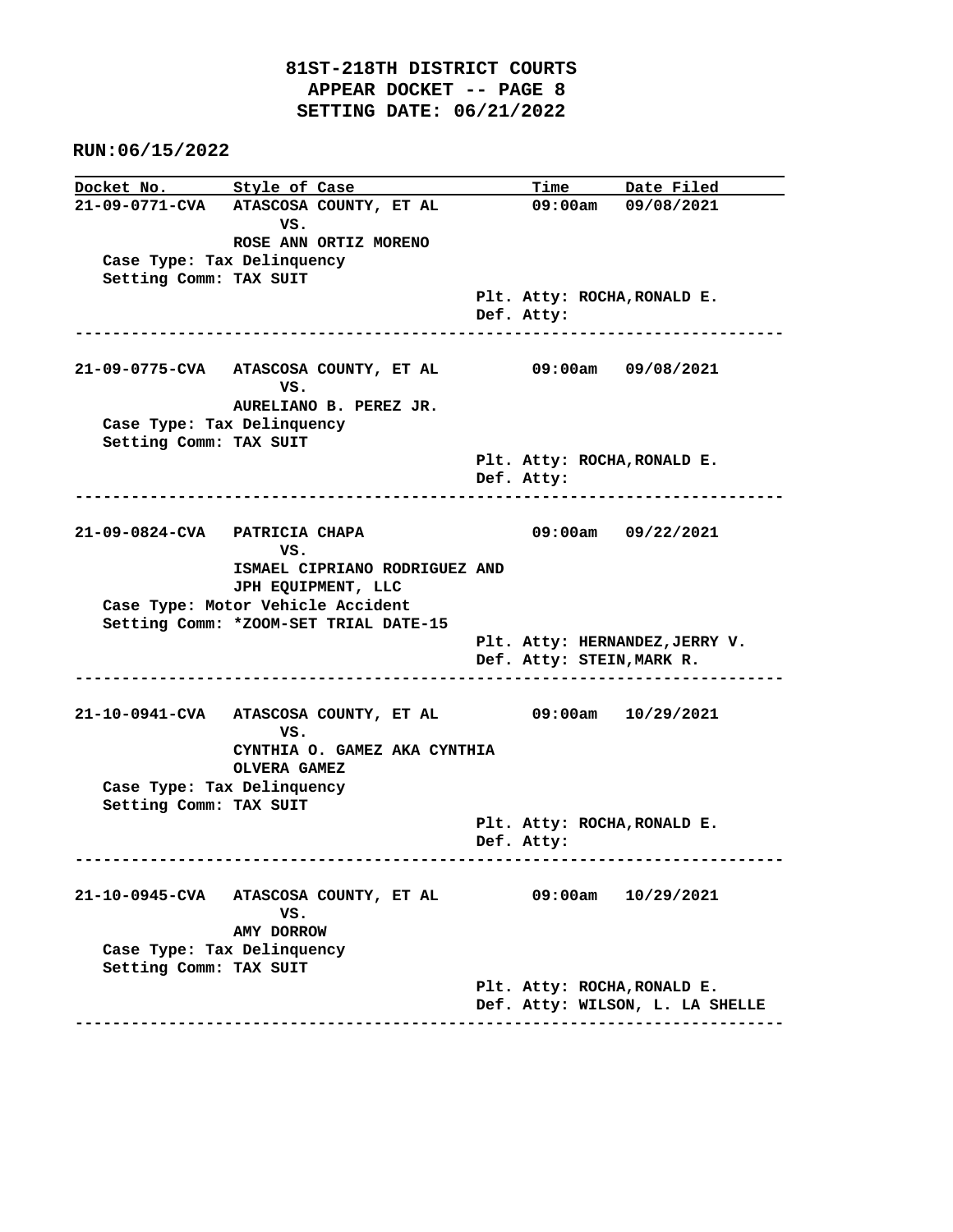# 81ST-218TH DISTRICT COURTS
## APPEAR DOCKET -- PAGE 8
## SETTING DATE: 06/21/2022

**RUN:06/15/2022**

| Docket No. | Style of Case | Time | Date Filed |
|---|---|---|---|
| 21-09-0771-CVA | ATASCOSA COUNTY, ET AL VS. ROSE ANN ORTIZ MORENO | 09:00am | 09/08/2021 |

Case Type: Tax Delinquency
Setting Comm: TAX SUIT
Plt. Atty: ROCHA,RONALD E.
Def. Atty:

---

| Docket No. | Style of Case | Time | Date Filed |
|---|---|---|---|
| 21-09-0775-CVA | ATASCOSA COUNTY, ET AL VS. AURELIANO B. PEREZ JR. | 09:00am | 09/08/2021 |

Case Type: Tax Delinquency
Setting Comm: TAX SUIT
Plt. Atty: ROCHA,RONALD E.
Def. Atty:

---

| Docket No. | Style of Case | Time | Date Filed |
|---|---|---|---|
| 21-09-0824-CVA | PATRICIA CHAPA VS. ISMAEL CIPRIANO RODRIGUEZ AND JPH EQUIPMENT, LLC | 09:00am | 09/22/2021 |

Case Type: Motor Vehicle Accident
Setting Comm: *ZOOM-SET TRIAL DATE-15
Plt. Atty: HERNANDEZ,JERRY V.
Def. Atty: STEIN,MARK R.

---

| Docket No. | Style of Case | Time | Date Filed |
|---|---|---|---|
| 21-10-0941-CVA | ATASCOSA COUNTY, ET AL VS. CYNTHIA O. GAMEZ AKA CYNTHIA OLVERA GAMEZ | 09:00am | 10/29/2021 |

Case Type: Tax Delinquency
Setting Comm: TAX SUIT
Plt. Atty: ROCHA,RONALD E.
Def. Atty:

---

| Docket No. | Style of Case | Time | Date Filed |
|---|---|---|---|
| 21-10-0945-CVA | ATASCOSA COUNTY, ET AL VS. AMY DORROW | 09:00am | 10/29/2021 |

Case Type: Tax Delinquency
Setting Comm: TAX SUIT
Plt. Atty: ROCHA,RONALD E.
Def. Atty: WILSON, L. LA SHELLE

---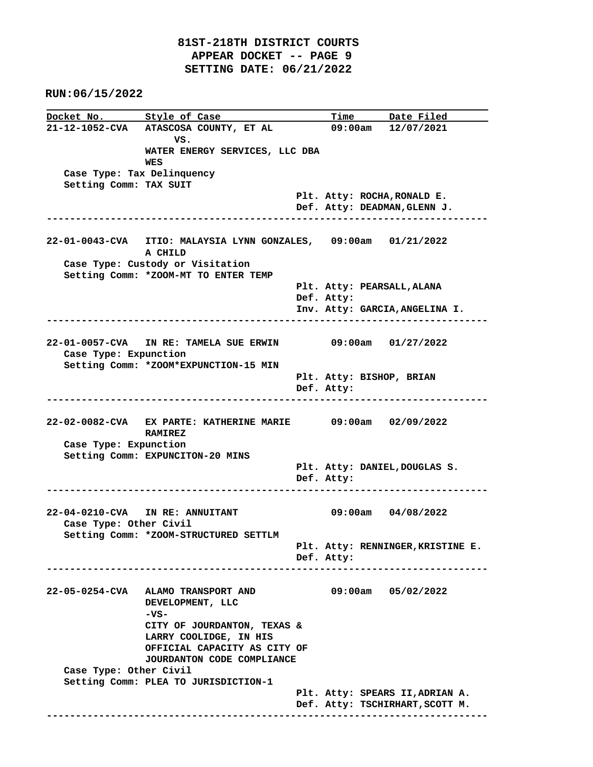**81ST-218TH DISTRICT COURTS**
**APPEAR DOCKET -- PAGE 9**
**SETTING DATE: 06/21/2022**

**RUN:06/15/2022**

| Docket No. | Style of Case | Time | Date Filed |
|---|---|---|---|
| 21-12-1052-CVA | ATASCOSA COUNTY, ET AL VS. WATER ENERGY SERVICES, LLC DBA WES | 09:00am | 12/07/2021 |

Case Type: Tax Delinquency
Setting Comm: TAX SUIT
Plt. Atty: ROCHA,RONALD E.
Def. Atty: DEADMAN,GLENN J.

---

| Docket No. | Style of Case | Time | Date Filed |
|---|---|---|---|
| 22-01-0043-CVA | ITIO: MALAYSIA LYNN GONZALES, A CHILD | 09:00am | 01/21/2022 |

Case Type: Custody or Visitation
Setting Comm: *ZOOM-MT TO ENTER TEMP
Plt. Atty: PEARSALL,ALANA
Def. Atty:
Inv. Atty: GARCIA,ANGELINA I.

---

| Docket No. | Style of Case | Time | Date Filed |
|---|---|---|---|
| 22-01-0057-CVA | IN RE: TAMELA SUE ERWIN | 09:00am | 01/27/2022 |

Case Type: Expunction
Setting Comm: *ZOOM*EXPUNCTION-15 MIN
Plt. Atty: BISHOP, BRIAN
Def. Atty:

---

| Docket No. | Style of Case | Time | Date Filed |
|---|---|---|---|
| 22-02-0082-CVA | EX PARTE: KATHERINE MARIE RAMIREZ | 09:00am | 02/09/2022 |

Case Type: Expunction
Setting Comm: EXPUNCITON-20 MINS
Plt. Atty: DANIEL,DOUGLAS S.
Def. Atty:

---

| Docket No. | Style of Case | Time | Date Filed |
|---|---|---|---|
| 22-04-0210-CVA | IN RE: ANNUITANT | 09:00am | 04/08/2022 |

Case Type: Other Civil
Setting Comm: *ZOOM-STRUCTURED SETTLM
Plt. Atty: RENNINGER,KRISTINE E.
Def. Atty:

---

| Docket No. | Style of Case | Time | Date Filed |
|---|---|---|---|
| 22-05-0254-CVA | ALAMO TRANSPORT AND DEVELOPMENT, LLC -VS- CITY OF JOURDANTON, TEXAS & LARRY COOLIDGE, IN HIS OFFICIAL CAPACITY AS CITY OF JOURDANTON CODE COMPLIANCE | 09:00am | 05/02/2022 |

Case Type: Other Civil
Setting Comm: PLEA TO JURISDICTION-1
Plt. Atty: SPEARS II,ADRIAN A.
Def. Atty: TSCHIRHART,SCOTT M.

---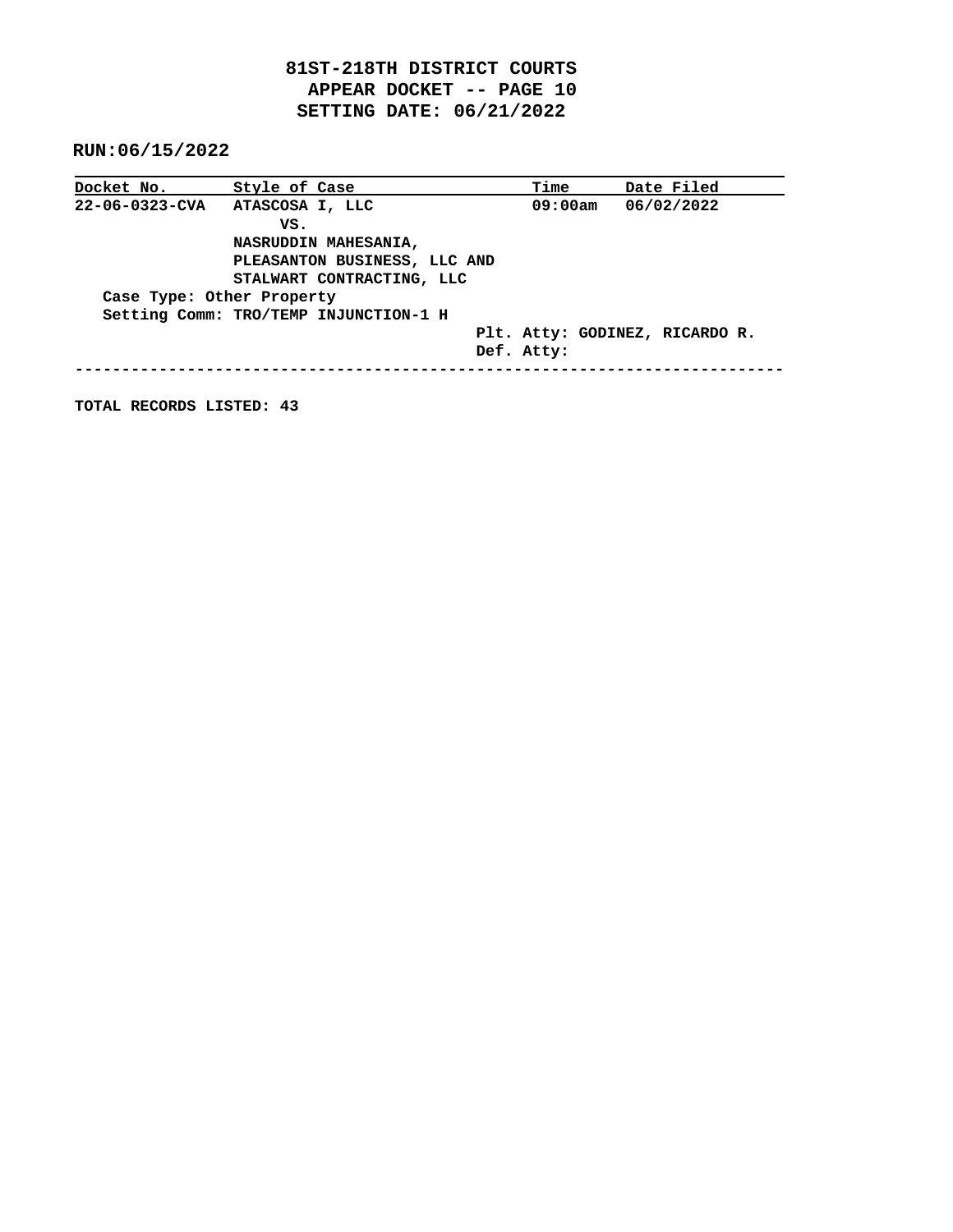**81ST-218TH DISTRICT COURTS**
**APPEAR DOCKET -- PAGE 10**
**SETTING DATE: 06/21/2022**

**RUN:06/15/2022**

| Docket No. | Style of Case | Time | Date Filed |
|---|---|---|---|
| 22-06-0323-CVA | ATASCOSA I, LLC<br>VS.<br>NASRUDDIN MAHESANIA,<br>PLEASANTON BUSINESS, LLC AND<br>STALWART CONTRACTING, LLC | 09:00am | 06/02/2022 |

Case Type: Other Property
Setting Comm: TRO/TEMP INJUNCTION-1 H

Plt. Atty: GODINEZ, RICARDO R.
Def. Atty:

---

**TOTAL RECORDS LISTED: 43**